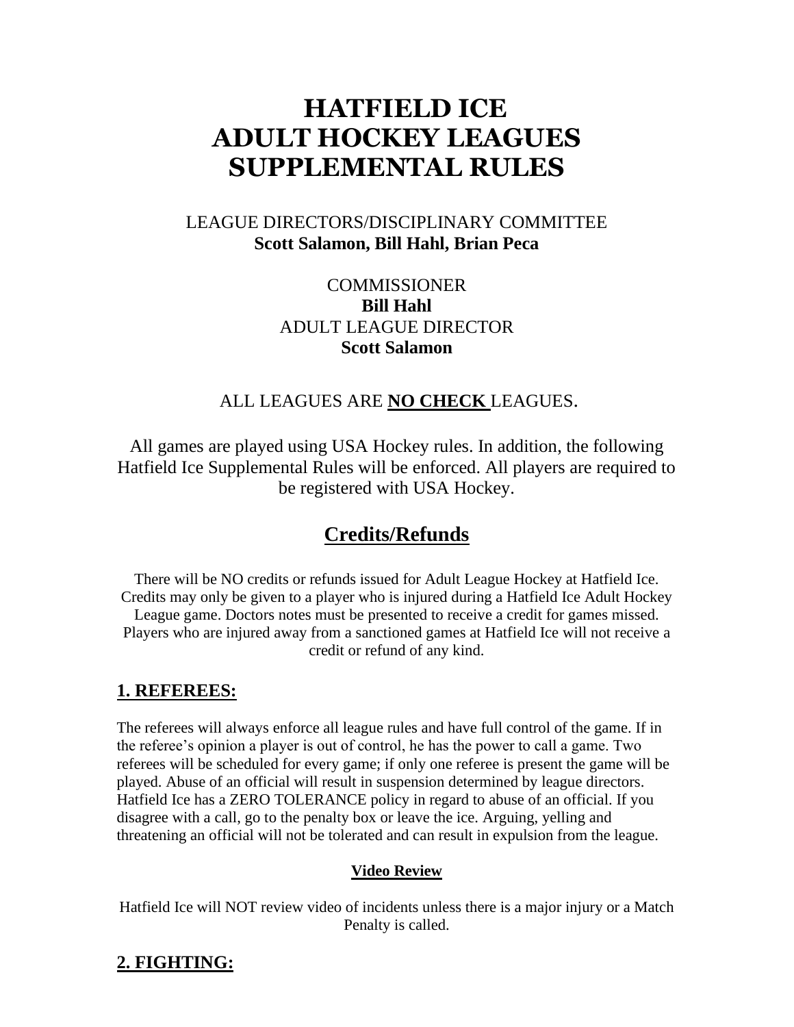# HATFIELD ICE
# ADULT HOCKEY LEAGUES
# SUPPLEMENTAL RULES

LEAGUE DIRECTORS/DISCIPLINARY COMMITTEE
**Scott Salamon, Bill Hahl, Brian Peca**

COMMISSIONER
**Bill Hahl**
ADULT LEAGUE DIRECTOR
**Scott Salamon**

ALL LEAGUES ARE **NO CHECK** LEAGUES.

All games are played using USA Hockey rules. In addition, the following Hatfield Ice Supplemental Rules will be enforced. All players are required to be registered with USA Hockey.

## Credits/Refunds

There will be NO credits or refunds issued for Adult League Hockey at Hatfield Ice. Credits may only be given to a player who is injured during a Hatfield Ice Adult Hockey League game. Doctors notes must be presented to receive a credit for games missed. Players who are injured away from a sanctioned games at Hatfield Ice will not receive a credit or refund of any kind.

## 1. REFEREES:

The referees will always enforce all league rules and have full control of the game. If in the referee's opinion a player is out of control, he has the power to call a game. Two referees will be scheduled for every game; if only one referee is present the game will be played. Abuse of an official will result in suspension determined by league directors. Hatfield Ice has a ZERO TOLERANCE policy in regard to abuse of an official. If you disagree with a call, go to the penalty box or leave the ice. Arguing, yelling and threatening an official will not be tolerated and can result in expulsion from the league.

### Video Review

Hatfield Ice will NOT review video of incidents unless there is a major injury or a Match Penalty is called.

## 2. FIGHTING: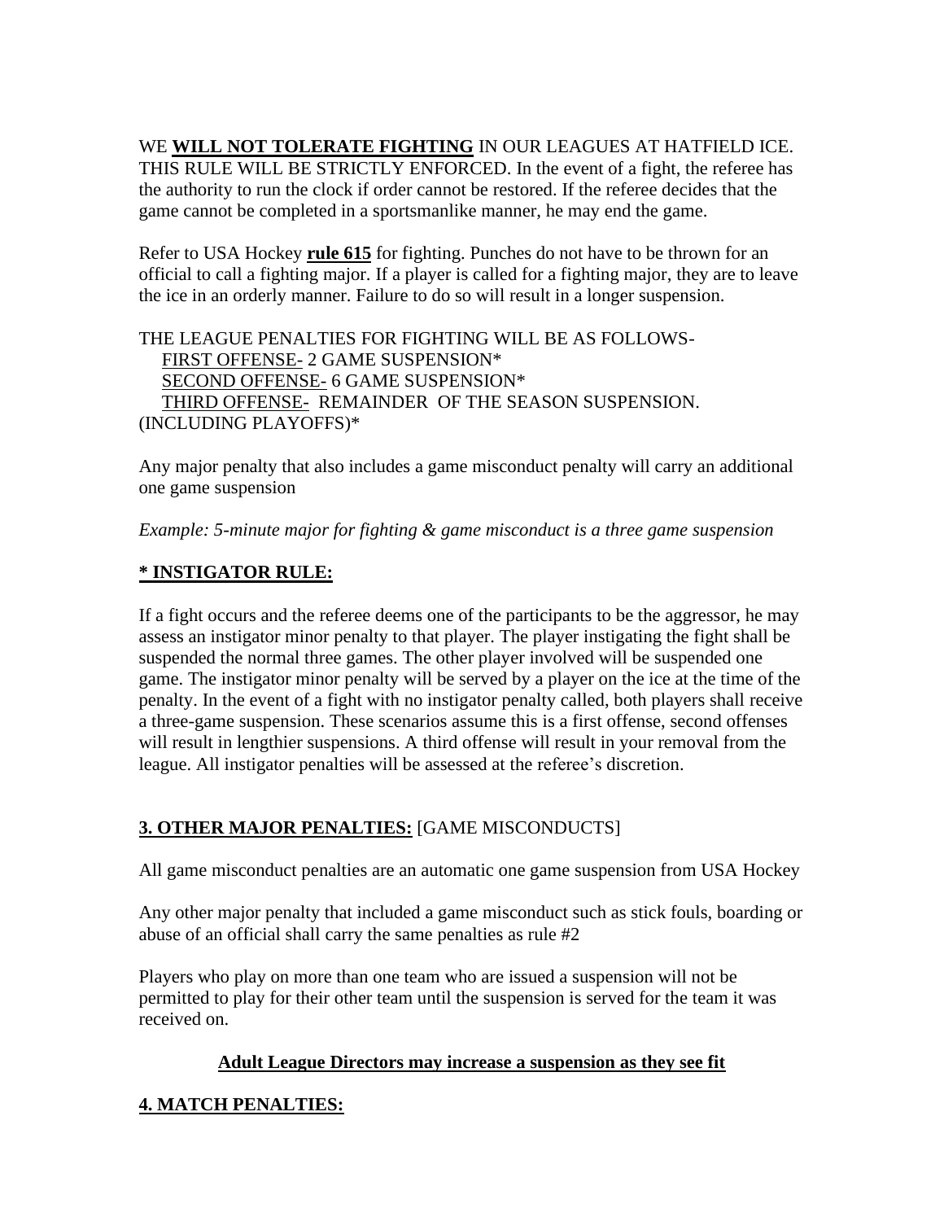WE **<u>WILL NOT TOLERATE FIGHTING</u>** IN OUR LEAGUES AT HATFIELD ICE. THIS RULE WILL BE STRICTLY ENFORCED. In the event of a fight, the referee has the authority to run the clock if order cannot be restored. If the referee decides that the game cannot be completed in a sportsmanlike manner, he may end the game.

Refer to USA Hockey **<u>rule 615</u>** for fighting. Punches do not have to be thrown for an official to call a fighting major. If a player is called for a fighting major, they are to leave the ice in an orderly manner. Failure to do so will result in a longer suspension.

THE LEAGUE PENALTIES FOR FIGHTING WILL BE AS FOLLOWS-

- <u>FIRST OFFENSE-</u> 2 GAME SUSPENSION*
- <u>SECOND OFFENSE-</u> 6 GAME SUSPENSION*
- <u>THIRD OFFENSE-</u> REMAINDER OF THE SEASON SUSPENSION. (INCLUDING PLAYOFFS)*

Any major penalty that also includes a game misconduct penalty will carry an additional one game suspension

*Example: 5-minute major for fighting & game misconduct is a three game suspension*

**<u>* INSTIGATOR RULE:</u>**

If a fight occurs and the referee deems one of the participants to be the aggressor, he may assess an instigator minor penalty to that player. The player instigating the fight shall be suspended the normal three games. The other player involved will be suspended one game. The instigator minor penalty will be served by a player on the ice at the time of the penalty. In the event of a fight with no instigator penalty called, both players shall receive a three-game suspension. These scenarios assume this is a first offense, second offenses will result in lengthier suspensions. A third offense will result in your removal from the league. All instigator penalties will be assessed at the referee's discretion.

## **<u>3. OTHER MAJOR PENALTIES:</u>** [GAME MISCONDUCTS]

All game misconduct penalties are an automatic one game suspension from USA Hockey

Any other major penalty that included a game misconduct such as stick fouls, boarding or abuse of an official shall carry the same penalties as rule #2

Players who play on more than one team who are issued a suspension will not be permitted to play for their other team until the suspension is served for the team it was received on.

**<u>Adult League Directors may increase a suspension as they see fit</u>**

## **<u>4. MATCH PENALTIES:</u>**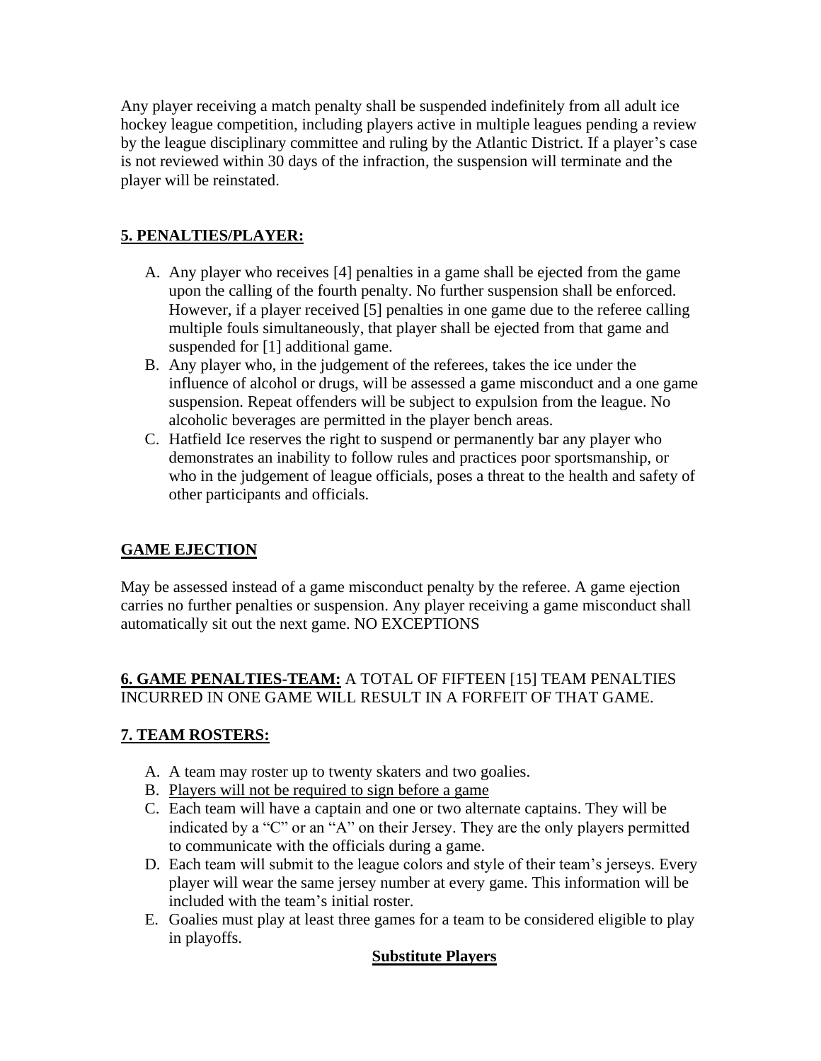Any player receiving a match penalty shall be suspended indefinitely from all adult ice hockey league competition, including players active in multiple leagues pending a review by the league disciplinary committee and ruling by the Atlantic District. If a player's case is not reviewed within 30 days of the infraction, the suspension will terminate and the player will be reinstated.

## <u>5. PENALTIES/PLAYER:</u>

A. Any player who receives [4] penalties in a game shall be ejected from the game upon the calling of the fourth penalty. No further suspension shall be enforced. However, if a player received [5] penalties in one game due to the referee calling multiple fouls simultaneously, that player shall be ejected from that game and suspended for [1] additional game.
B. Any player who, in the judgement of the referees, takes the ice under the influence of alcohol or drugs, will be assessed a game misconduct and a one game suspension. Repeat offenders will be subject to expulsion from the league. No alcoholic beverages are permitted in the player bench areas.
C. Hatfield Ice reserves the right to suspend or permanently bar any player who demonstrates an inability to follow rules and practices poor sportsmanship, or who in the judgement of league officials, poses a threat to the health and safety of other participants and officials.

## <u>GAME EJECTION</u>

May be assessed instead of a game misconduct penalty by the referee. A game ejection carries no further penalties or suspension. Any player receiving a game misconduct shall automatically sit out the next game. NO EXCEPTIONS

**<u>6. GAME PENALTIES-TEAM:</u>** A TOTAL OF FIFTEEN [15] TEAM PENALTIES INCURRED IN ONE GAME WILL RESULT IN A FORFEIT OF THAT GAME.

## <u>7. TEAM ROSTERS:</u>

A. A team may roster up to twenty skaters and two goalies.
B. <u>Players will not be required to sign before a game</u>
C. Each team will have a captain and one or two alternate captains. They will be indicated by a "C" or an "A" on their Jersey. They are the only players permitted to communicate with the officials during a game.
D. Each team will submit to the league colors and style of their team's jerseys. Every player will wear the same jersey number at every game. This information will be included with the team's initial roster.
E. Goalies must play at least three games for a team to be considered eligible to play in playoffs.

### <u>Substitute Players</u>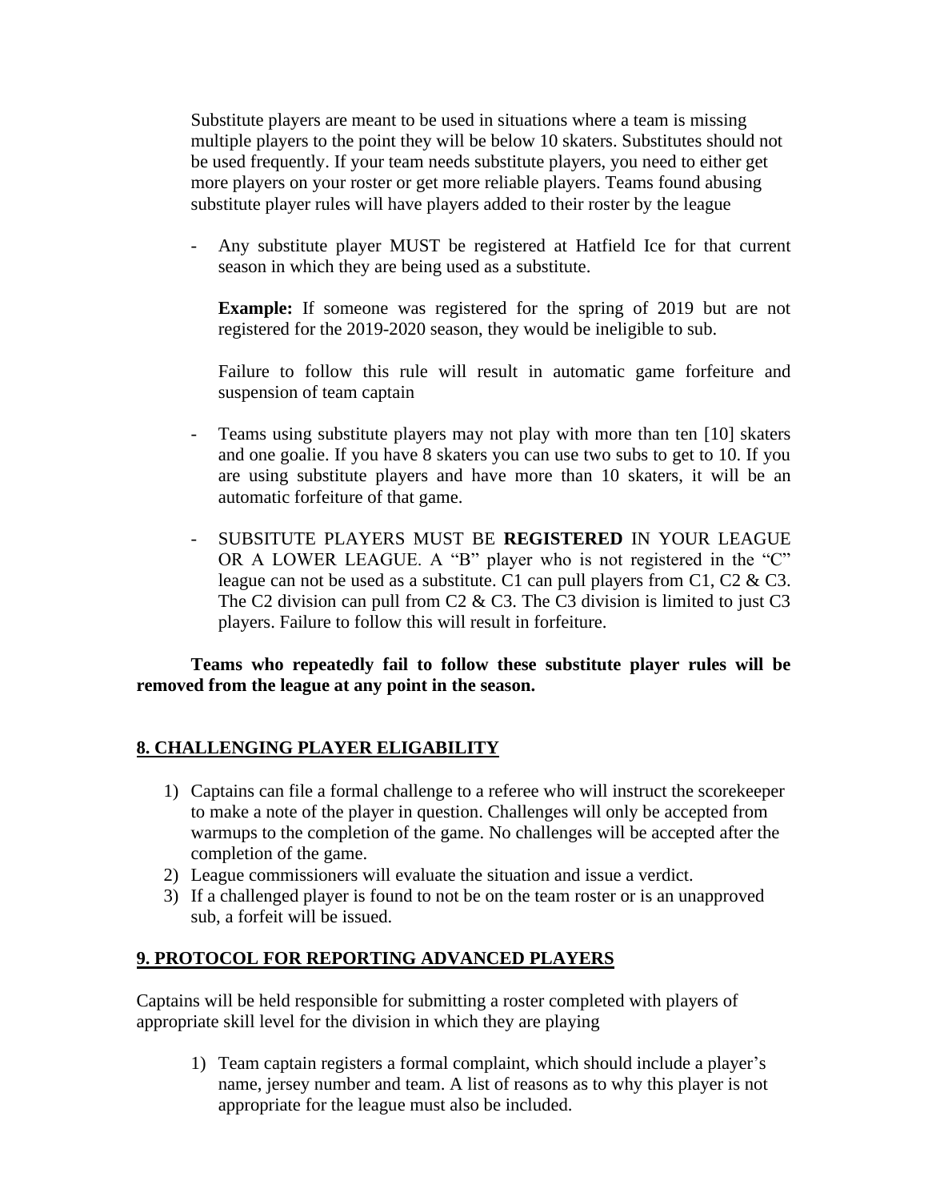Substitute players are meant to be used in situations where a team is missing multiple players to the point they will be below 10 skaters. Substitutes should not be used frequently. If your team needs substitute players, you need to either get more players on your roster or get more reliable players. Teams found abusing substitute player rules will have players added to their roster by the league

- Any substitute player MUST be registered at Hatfield Ice for that current season in which they are being used as a substitute.

  **Example:** If someone was registered for the spring of 2019 but are not registered for the 2019-2020 season, they would be ineligible to sub.

  Failure to follow this rule will result in automatic game forfeiture and suspension of team captain

- Teams using substitute players may not play with more than ten [10] skaters and one goalie. If you have 8 skaters you can use two subs to get to 10. If you are using substitute players and have more than 10 skaters, it will be an automatic forfeiture of that game.

- SUBSITUTE PLAYERS MUST BE **REGISTERED** IN YOUR LEAGUE OR A LOWER LEAGUE. A "B" player who is not registered in the "C" league can not be used as a substitute. C1 can pull players from C1, C2 & C3. The C2 division can pull from C2 & C3. The C3 division is limited to just C3 players. Failure to follow this will result in forfeiture.

**Teams who repeatedly fail to follow these substitute player rules will be removed from the league at any point in the season.**

## 8. CHALLENGING PLAYER ELIGABILITY

1) Captains can file a formal challenge to a referee who will instruct the scorekeeper to make a note of the player in question. Challenges will only be accepted from warmups to the completion of the game. No challenges will be accepted after the completion of the game.
2) League commissioners will evaluate the situation and issue a verdict.
3) If a challenged player is found to not be on the team roster or is an unapproved sub, a forfeit will be issued.

## 9. PROTOCOL FOR REPORTING ADVANCED PLAYERS

Captains will be held responsible for submitting a roster completed with players of appropriate skill level for the division in which they are playing

1) Team captain registers a formal complaint, which should include a player's name, jersey number and team. A list of reasons as to why this player is not appropriate for the league must also be included.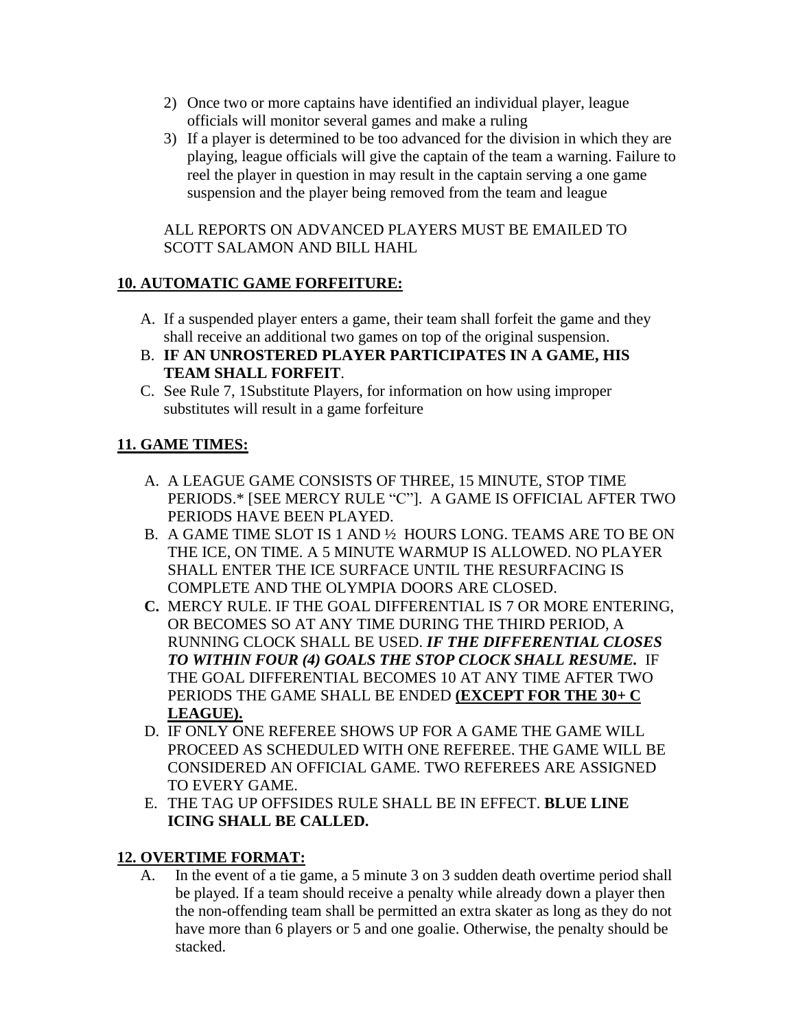2) Once two or more captains have identified an individual player, league officials will monitor several games and make a ruling
3) If a player is determined to be too advanced for the division in which they are playing, league officials will give the captain of the team a warning. Failure to reel the player in question in may result in the captain serving a one game suspension and the player being removed from the team and league

ALL REPORTS ON ADVANCED PLAYERS MUST BE EMAILED TO SCOTT SALAMON AND BILL HAHL

## 10. AUTOMATIC GAME FORFEITURE:

A. If a suspended player enters a game, their team shall forfeit the game and they shall receive an additional two games on top of the original suspension.
B. **IF AN UNROSTERED PLAYER PARTICIPATES IN A GAME, HIS TEAM SHALL FORFEIT**.
C. See Rule 7, 1Substitute Players, for information on how using improper substitutes will result in a game forfeiture

## 11. GAME TIMES:

A. A LEAGUE GAME CONSISTS OF THREE, 15 MINUTE, STOP TIME PERIODS.* [SEE MERCY RULE “C”]. A GAME IS OFFICIAL AFTER TWO PERIODS HAVE BEEN PLAYED.
B. A GAME TIME SLOT IS 1 AND ½ HOURS LONG. TEAMS ARE TO BE ON THE ICE, ON TIME. A 5 MINUTE WARMUP IS ALLOWED. NO PLAYER SHALL ENTER THE ICE SURFACE UNTIL THE RESURFACING IS COMPLETE AND THE OLYMPIA DOORS ARE CLOSED.
**C.** MERCY RULE. IF THE GOAL DIFFERENTIAL IS 7 OR MORE ENTERING, OR BECOMES SO AT ANY TIME DURING THE THIRD PERIOD, A RUNNING CLOCK SHALL BE USED. ***IF THE DIFFERENTIAL CLOSES TO WITHIN FOUR (4) GOALS THE STOP CLOCK SHALL RESUME.*** IF THE GOAL DIFFERENTIAL BECOMES 10 AT ANY TIME AFTER TWO PERIODS THE GAME SHALL BE ENDED **(EXCEPT FOR THE 30+ C LEAGUE).**
D. IF ONLY ONE REFEREE SHOWS UP FOR A GAME THE GAME WILL PROCEED AS SCHEDULED WITH ONE REFEREE. THE GAME WILL BE CONSIDERED AN OFFICIAL GAME. TWO REFEREES ARE ASSIGNED TO EVERY GAME.
E. THE TAG UP OFFSIDES RULE SHALL BE IN EFFECT. **BLUE LINE ICING SHALL BE CALLED.**

## 12. OVERTIME FORMAT:

A. In the event of a tie game, a 5 minute 3 on 3 sudden death overtime period shall be played. If a team should receive a penalty while already down a player then the non-offending team shall be permitted an extra skater as long as they do not have more than 6 players or 5 and one goalie. Otherwise, the penalty should be stacked.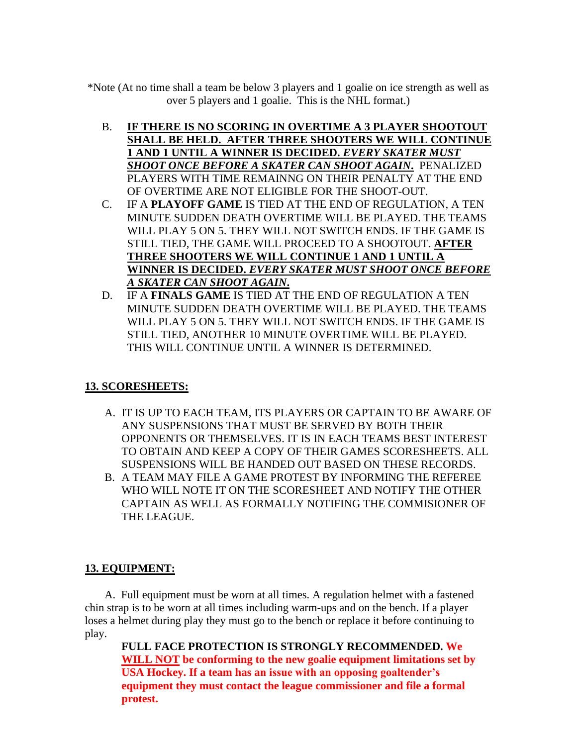*Note (At no time shall a team be below 3 players and 1 goalie on ice strength as well as over 5 players and 1 goalie. This is the NHL format.)

B. **IF THERE IS NO SCORING IN OVERTIME A 3 PLAYER SHOOTOUT SHALL BE HELD. AFTER THREE SHOOTERS WE WILL CONTINUE 1 AND 1 UNTIL A WINNER IS DECIDED. *EVERY SKATER MUST SHOOT ONCE BEFORE A SKATER CAN SHOOT AGAIN.*** PENALIZED PLAYERS WITH TIME REMAINNG ON THEIR PENALTY AT THE END OF OVERTIME ARE NOT ELIGIBLE FOR THE SHOOT-OUT.

C. IF A **PLAYOFF GAME** IS TIED AT THE END OF REGULATION, A TEN MINUTE SUDDEN DEATH OVERTIME WILL BE PLAYED. THE TEAMS WILL PLAY 5 ON 5. THEY WILL NOT SWITCH ENDS. IF THE GAME IS STILL TIED, THE GAME WILL PROCEED TO A SHOOTOUT. **AFTER THREE SHOOTERS WE WILL CONTINUE 1 AND 1 UNTIL A WINNER IS DECIDED. *EVERY SKATER MUST SHOOT ONCE BEFORE A SKATER CAN SHOOT AGAIN.***

D. IF A **FINALS GAME** IS TIED AT THE END OF REGULATION A TEN MINUTE SUDDEN DEATH OVERTIME WILL BE PLAYED. THE TEAMS WILL PLAY 5 ON 5. THEY WILL NOT SWITCH ENDS. IF THE GAME IS STILL TIED, ANOTHER 10 MINUTE OVERTIME WILL BE PLAYED. THIS WILL CONTINUE UNTIL A WINNER IS DETERMINED.

## 13. SCORESHEETS:

A. IT IS UP TO EACH TEAM, ITS PLAYERS OR CAPTAIN TO BE AWARE OF ANY SUSPENSIONS THAT MUST BE SERVED BY BOTH THEIR OPPONENTS OR THEMSELVES. IT IS IN EACH TEAMS BEST INTEREST TO OBTAIN AND KEEP A COPY OF THEIR GAMES SCORESHEETS. ALL SUSPENSIONS WILL BE HANDED OUT BASED ON THESE RECORDS.

B. A TEAM MAY FILE A GAME PROTEST BY INFORMING THE REFEREE WHO WILL NOTE IT ON THE SCORESHEET AND NOTIFY THE OTHER CAPTAIN AS WELL AS FORMALLY NOTIFING THE COMMISIONER OF THE LEAGUE.

## 13. EQUIPMENT:

A. Full equipment must be worn at all times. A regulation helmet with a fastened chin strap is to be worn at all times including warm-ups and on the bench. If a player loses a helmet during play they must go to the bench or replace it before continuing to play.

**FULL FACE PROTECTION IS STRONGLY RECOMMENDED. We WILL NOT be conforming to the new goalie equipment limitations set by USA Hockey. If a team has an issue with an opposing goaltender's equipment they must contact the league commissioner and file a formal protest.**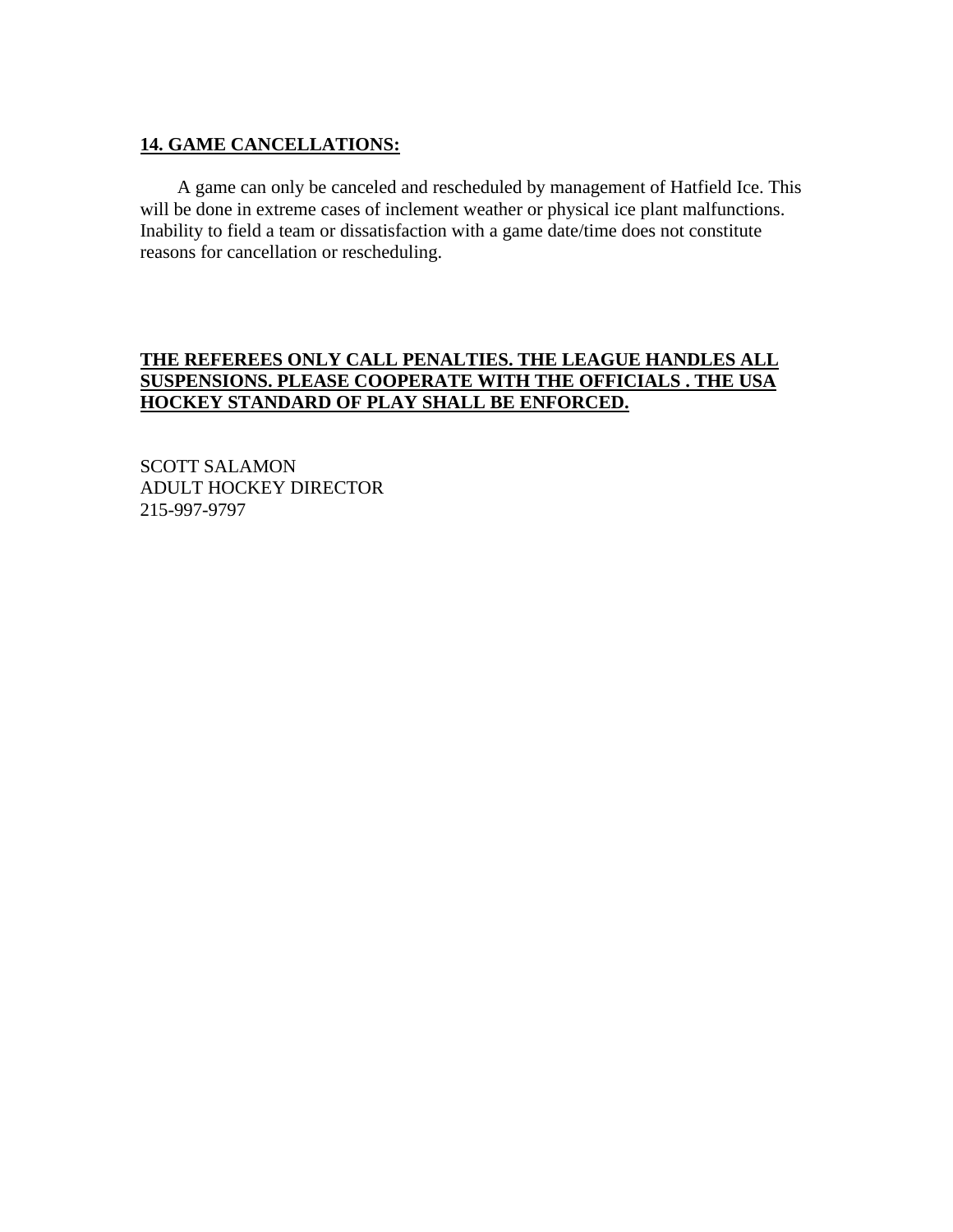## **14. GAME CANCELLATIONS:**

A game can only be canceled and rescheduled by management of Hatfield Ice. This will be done in extreme cases of inclement weather or physical ice plant malfunctions. Inability to field a team or dissatisfaction with a game date/time does not constitute reasons for cancellation or rescheduling.

**THE REFEREES ONLY CALL PENALTIES. THE LEAGUE HANDLES ALL SUSPENSIONS. PLEASE COOPERATE WITH THE OFFICIALS . THE USA HOCKEY STANDARD OF PLAY SHALL BE ENFORCED.**

SCOTT SALAMON
ADULT HOCKEY DIRECTOR
215-997-9797